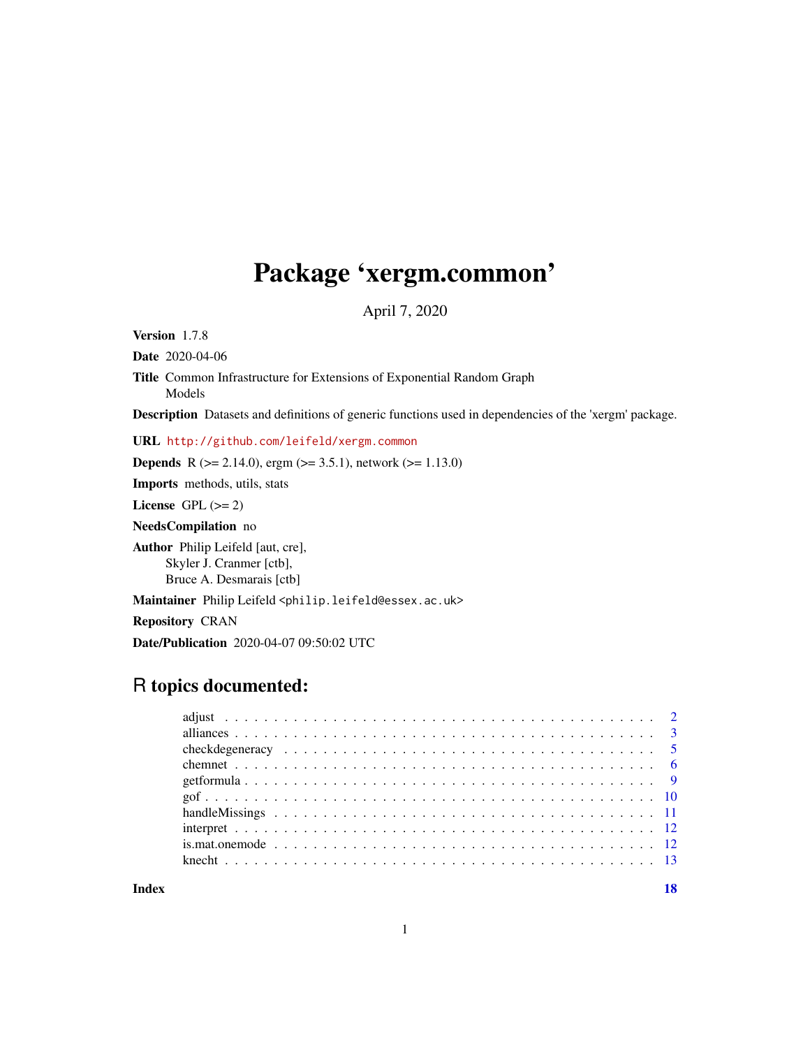# Package 'xergm.common'

April 7, 2020

**Version** 1.7.8

**Date** 2020-04-06

**Title** Common Infrastructure for Extensions of Exponential Random Graph Models

**Description** Datasets and definitions of generic functions used in dependencies of the 'xergm' package.

**URL** http://github.com/leifeld/xergm.common

**Depends** R (>= 2.14.0), ergm (>= 3.5.1), network (>= 1.13.0)

**Imports** methods, utils, stats

**License** GPL (>= 2)

**NeedsCompilation** no

**Author** Philip Leifeld [aut, cre],
Skyler J. Cranmer [ctb],
Bruce A. Desmarais [ctb]

**Maintainer** Philip Leifeld <philip.leifeld@essex.ac.uk>

**Repository** CRAN

**Date/Publication** 2020-04-07 09:50:02 UTC

## R topics documented:

- adjust . . . . . . . . . . . . . . . . . . . . . . . . . . . . . . . . . . . . . . . . . . . 2
- alliances . . . . . . . . . . . . . . . . . . . . . . . . . . . . . . . . . . . . . . . . . . 3
- checkdegeneracy . . . . . . . . . . . . . . . . . . . . . . . . . . . . . . . . . . . . . 5
- chemnet . . . . . . . . . . . . . . . . . . . . . . . . . . . . . . . . . . . . . . . . . . 6
- getformula . . . . . . . . . . . . . . . . . . . . . . . . . . . . . . . . . . . . . . . . . 9
- gof . . . . . . . . . . . . . . . . . . . . . . . . . . . . . . . . . . . . . . . . . . . . . 10
- handleMissings . . . . . . . . . . . . . . . . . . . . . . . . . . . . . . . . . . . . . 11
- interpret . . . . . . . . . . . . . . . . . . . . . . . . . . . . . . . . . . . . . . . . . 12
- is.mat.onemode . . . . . . . . . . . . . . . . . . . . . . . . . . . . . . . . . . . . . 12
- knecht . . . . . . . . . . . . . . . . . . . . . . . . . . . . . . . . . . . . . . . . . . 13

**Index** **18**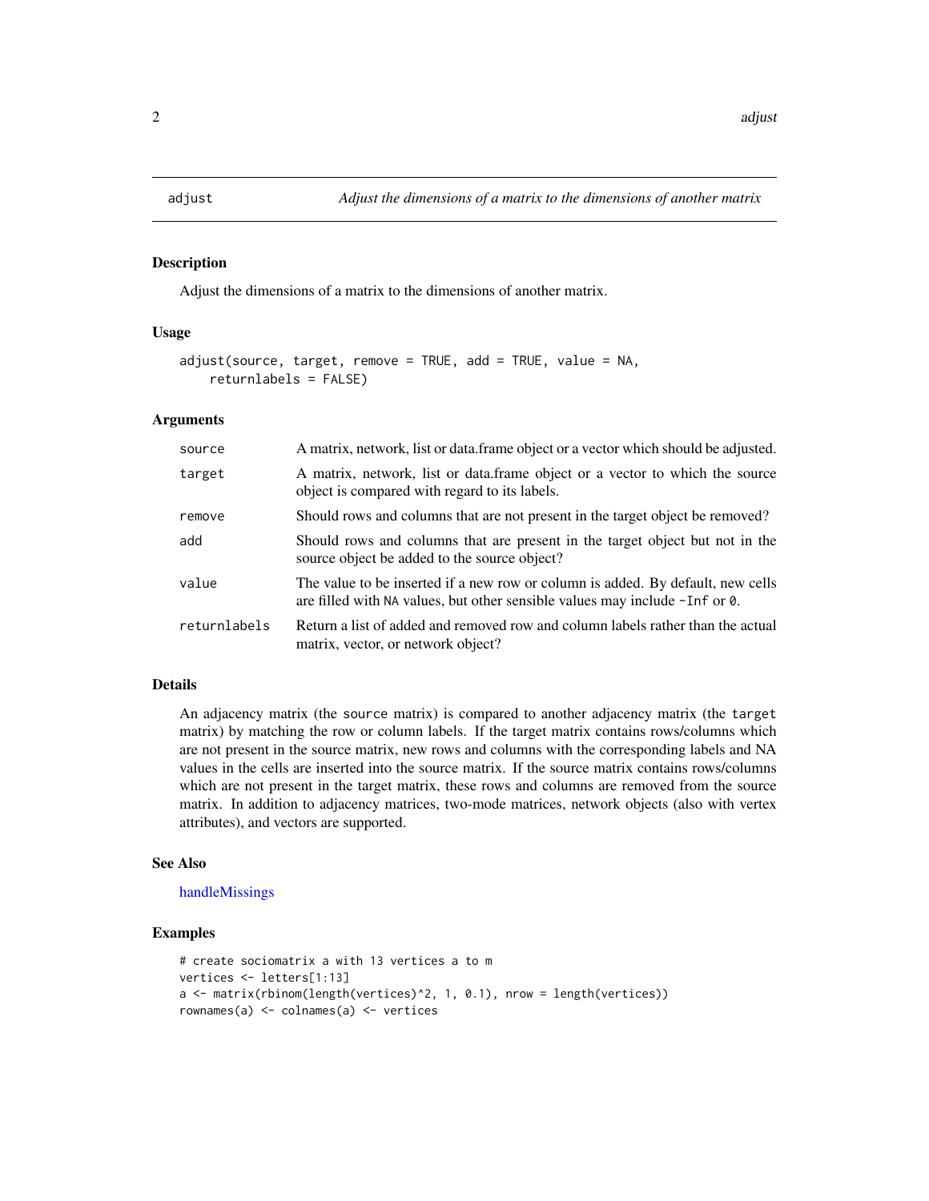# adjust — *Adjust the dimensions of a matrix to the dimensions of another matrix*

## Description

Adjust the dimensions of a matrix to the dimensions of another matrix.

## Usage

```
adjust(source, target, remove = TRUE, add = TRUE, value = NA,
    returnlabels = FALSE)
```

## Arguments

| | |
|---|---|
| `source` | A matrix, network, list or data.frame object or a vector which should be adjusted. |
| `target` | A matrix, network, list or data.frame object or a vector to which the source object is compared with regard to its labels. |
| `remove` | Should rows and columns that are not present in the target object be removed? |
| `add` | Should rows and columns that are present in the target object but not in the source object be added to the source object? |
| `value` | The value to be inserted if a new row or column is added. By default, new cells are filled with `NA` values, but other sensible values may include `-Inf` or `0`. |
| `returnlabels` | Return a list of added and removed row and column labels rather than the actual matrix, vector, or network object? |

## Details

An adjacency matrix (the `source` matrix) is compared to another adjacency matrix (the `target` matrix) by matching the row or column labels. If the target matrix contains rows/columns which are not present in the source matrix, new rows and columns with the corresponding labels and NA values in the cells are inserted into the source matrix. If the source matrix contains rows/columns which are not present in the target matrix, these rows and columns are removed from the source matrix. In addition to adjacency matrices, two-mode matrices, network objects (also with vertex attributes), and vectors are supported.

## See Also

handleMissings

## Examples

```
# create sociomatrix a with 13 vertices a to m
vertices <- letters[1:13]
a <- matrix(rbinom(length(vertices)^2, 1, 0.1), nrow = length(vertices))
rownames(a) <- colnames(a) <- vertices
```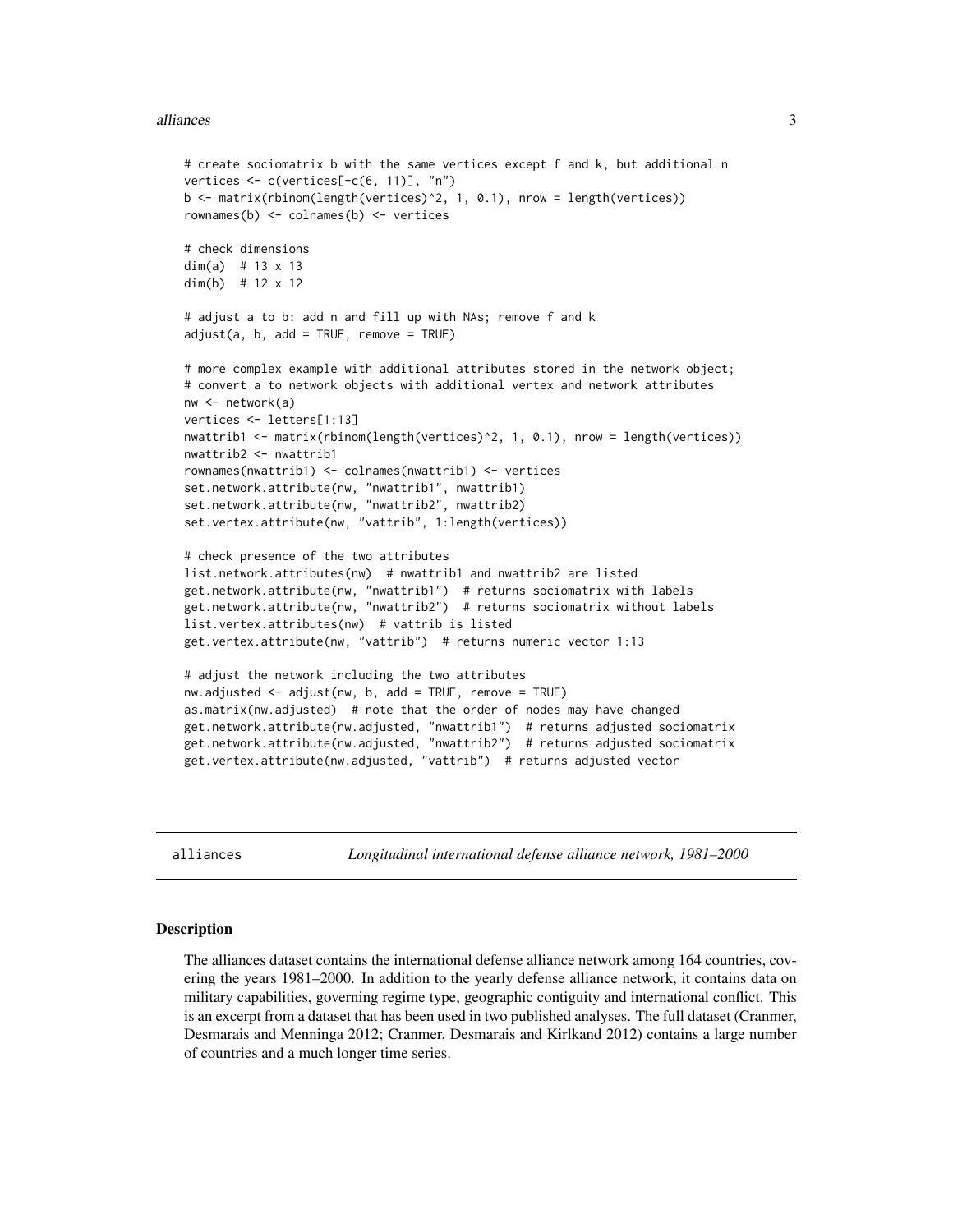```
# create sociomatrix b with the same vertices except f and k, but additional n
vertices <- c(vertices[-c(6, 11)], "n")
b <- matrix(rbinom(length(vertices)^2, 1, 0.1), nrow = length(vertices))
rownames(b) <- colnames(b) <- vertices

# check dimensions
dim(a)  # 13 x 13
dim(b)  # 12 x 12

# adjust a to b: add n and fill up with NAs; remove f and k
adjust(a, b, add = TRUE, remove = TRUE)

# more complex example with additional attributes stored in the network object;
# convert a to network objects with additional vertex and network attributes
nw <- network(a)
vertices <- letters[1:13]
nwattrib1 <- matrix(rbinom(length(vertices)^2, 1, 0.1), nrow = length(vertices))
nwattrib2 <- nwattrib1
rownames(nwattrib1) <- colnames(nwattrib1) <- vertices
set.network.attribute(nw, "nwattrib1", nwattrib1)
set.network.attribute(nw, "nwattrib2", nwattrib2)
set.vertex.attribute(nw, "vattrib", 1:length(vertices))

# check presence of the two attributes
list.network.attributes(nw)  # nwattrib1 and nwattrib2 are listed
get.network.attribute(nw, "nwattrib1")  # returns sociomatrix with labels
get.network.attribute(nw, "nwattrib2")  # returns sociomatrix without labels
list.vertex.attributes(nw)  # vattrib is listed
get.vertex.attribute(nw, "vattrib")  # returns numeric vector 1:13

# adjust the network including the two attributes
nw.adjusted <- adjust(nw, b, add = TRUE, remove = TRUE)
as.matrix(nw.adjusted)  # note that the order of nodes may have changed
get.network.attribute(nw.adjusted, "nwattrib1")  # returns adjusted sociomatrix
get.network.attribute(nw.adjusted, "nwattrib2")  # returns adjusted sociomatrix
get.vertex.attribute(nw.adjusted, "vattrib")  # returns adjusted vector
```

---

## alliances — *Longitudinal international defense alliance network, 1981–2000*

---

### Description

The alliances dataset contains the international defense alliance network among 164 countries, covering the years 1981–2000. In addition to the yearly defense alliance network, it contains data on military capabilities, governing regime type, geographic contiguity and international conflict. This is an excerpt from a dataset that has been used in two published analyses. The full dataset (Cranmer, Desmarais and Menninga 2012; Cranmer, Desmarais and Kirlkand 2012) contains a large number of countries and a much longer time series.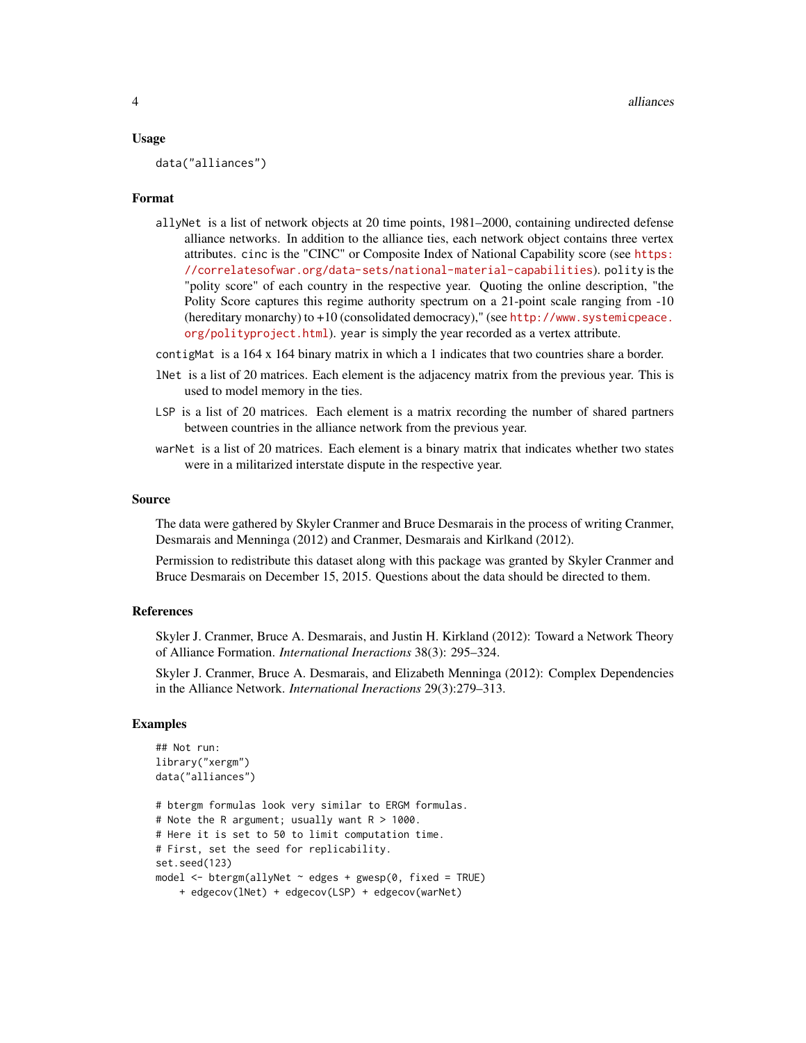## Usage

```
data("alliances")
```

## Format

`allyNet` is a list of network objects at 20 time points, 1981–2000, containing undirected defense alliance networks. In addition to the alliance ties, each network object contains three vertex attributes. `cinc` is the "CINC" or Composite Index of National Capability score (see https://correlatesofwar.org/data-sets/national-material-capabilities). `polity` is the "polity score" of each country in the respective year. Quoting the online description, "the Polity Score captures this regime authority spectrum on a 21-point scale ranging from -10 (hereditary monarchy) to +10 (consolidated democracy)," (see http://www.systemicpeace.org/polityproject.html). `year` is simply the year recorded as a vertex attribute.

`contigMat` is a 164 x 164 binary matrix in which a 1 indicates that two countries share a border.

`lNet` is a list of 20 matrices. Each element is the adjacency matrix from the previous year. This is used to model memory in the ties.

`LSP` is a list of 20 matrices. Each element is a matrix recording the number of shared partners between countries in the alliance network from the previous year.

`warNet` is a list of 20 matrices. Each element is a binary matrix that indicates whether two states were in a militarized interstate dispute in the respective year.

## Source

The data were gathered by Skyler Cranmer and Bruce Desmarais in the process of writing Cranmer, Desmarais and Menninga (2012) and Cranmer, Desmarais and Kirlkand (2012).

Permission to redistribute this dataset along with this package was granted by Skyler Cranmer and Bruce Desmarais on December 15, 2015. Questions about the data should be directed to them.

## References

Skyler J. Cranmer, Bruce A. Desmarais, and Justin H. Kirkland (2012): Toward a Network Theory of Alliance Formation. *International Ineractions* 38(3): 295–324.

Skyler J. Cranmer, Bruce A. Desmarais, and Elizabeth Menninga (2012): Complex Dependencies in the Alliance Network. *International Ineractions* 29(3):279–313.

## Examples

```
## Not run:
library("xergm")
data("alliances")

# btergm formulas look very similar to ERGM formulas.
# Note the R argument; usually want R > 1000.
# Here it is set to 50 to limit computation time.
# First, set the seed for replicability.
set.seed(123)
model <- btergm(allyNet ~ edges + gwesp(0, fixed = TRUE)
    + edgecov(lNet) + edgecov(LSP) + edgecov(warNet)
```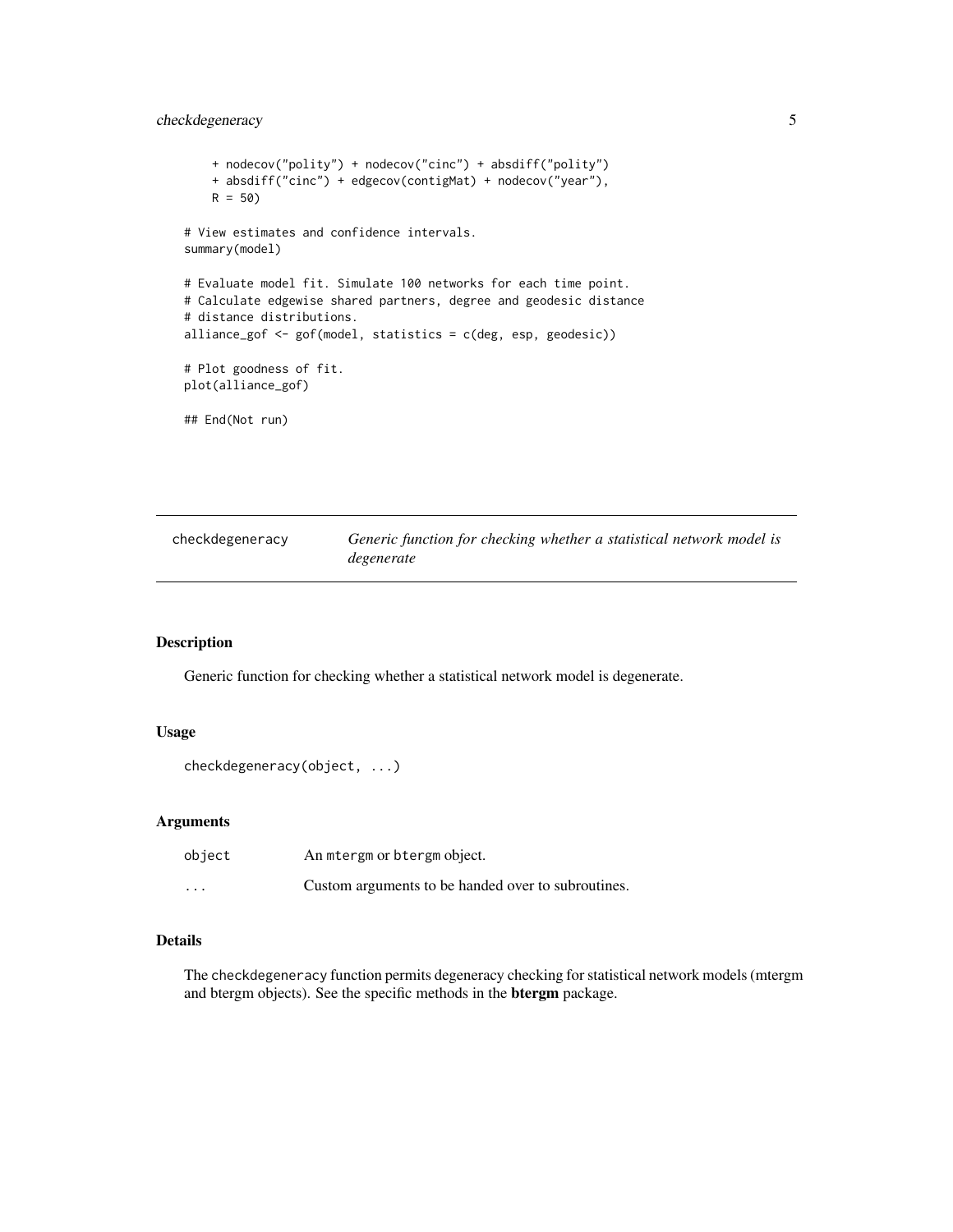```
    + nodecov("polity") + nodecov("cinc") + absdiff("polity")
    + absdiff("cinc") + edgecov(contigMat) + nodecov("year"),
    R = 50)

# View estimates and confidence intervals.
summary(model)

# Evaluate model fit. Simulate 100 networks for each time point.
# Calculate edgewise shared partners, degree and geodesic distance
# distance distributions.
alliance_gof <- gof(model, statistics = c(deg, esp, geodesic))

# Plot goodness of fit.
plot(alliance_gof)

## End(Not run)
```

## checkdegeneracy — *Generic function for checking whether a statistical network model is degenerate*

### Description

Generic function for checking whether a statistical network model is degenerate.

### Usage

```
checkdegeneracy(object, ...)
```

### Arguments

| | |
|---|---|
| object | An mtergm or btergm object. |
| ... | Custom arguments to be handed over to subroutines. |

### Details

The checkdegeneracy function permits degeneracy checking for statistical network models (mtergm and btergm objects). See the specific methods in the **btergm** package.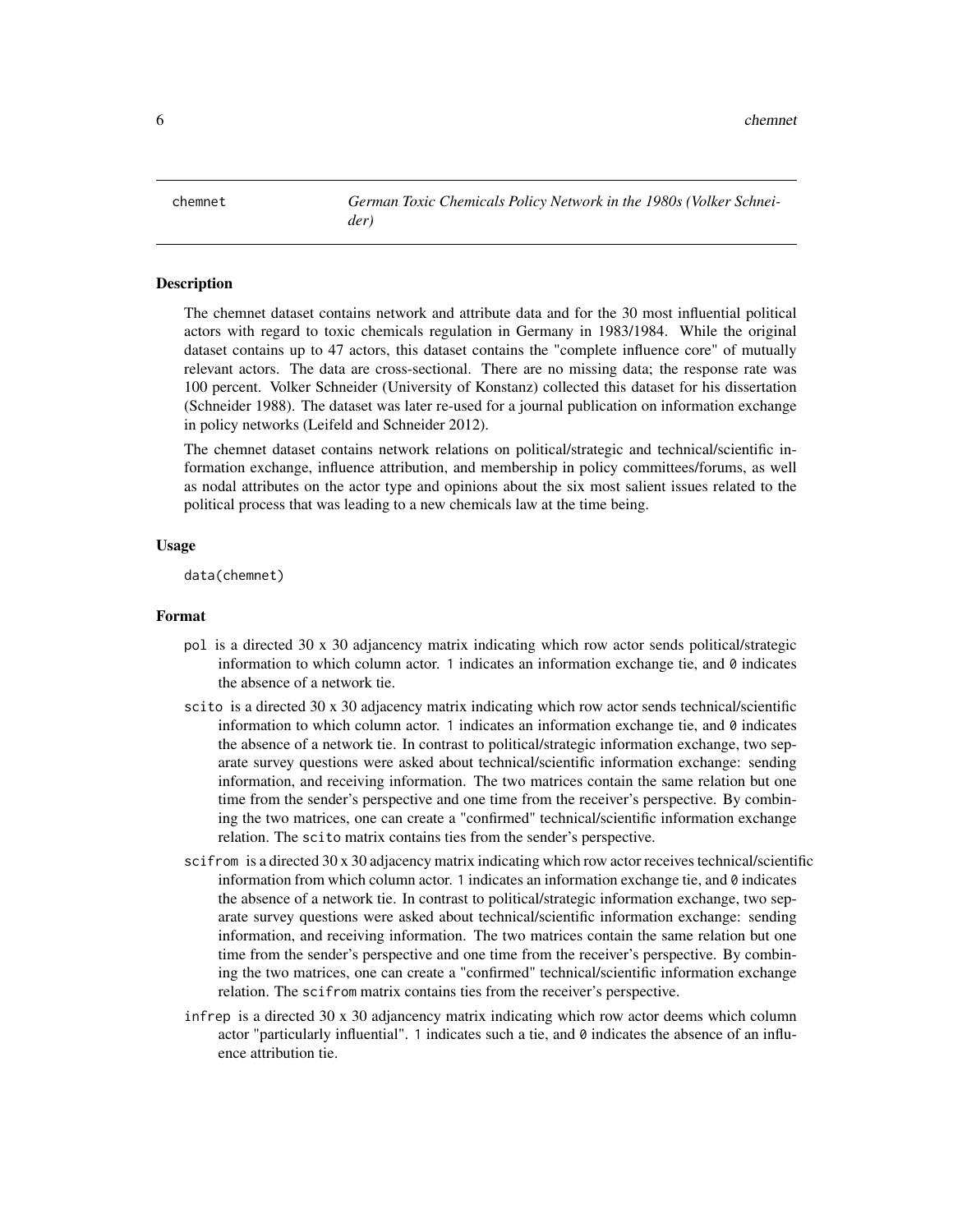chemnet — *German Toxic Chemicals Policy Network in the 1980s (Volker Schneider)*

### Description

The chemnet dataset contains network and attribute data and for the 30 most influential political actors with regard to toxic chemicals regulation in Germany in 1983/1984. While the original dataset contains up to 47 actors, this dataset contains the "complete influence core" of mutually relevant actors. The data are cross-sectional. There are no missing data; the response rate was 100 percent. Volker Schneider (University of Konstanz) collected this dataset for his dissertation (Schneider 1988). The dataset was later re-used for a journal publication on information exchange in policy networks (Leifeld and Schneider 2012).

The chemnet dataset contains network relations on political/strategic and technical/scientific information exchange, influence attribution, and membership in policy committees/forums, as well as nodal attributes on the actor type and opinions about the six most salient issues related to the political process that was leading to a new chemicals law at the time being.

### Usage

```
data(chemnet)
```

### Format

- `pol` is a directed 30 x 30 adjacency matrix indicating which row actor sends political/strategic information to which column actor. `1` indicates an information exchange tie, and `0` indicates the absence of a network tie.
- `scito` is a directed 30 x 30 adjacency matrix indicating which row actor sends technical/scientific information to which column actor. `1` indicates an information exchange tie, and `0` indicates the absence of a network tie. In contrast to political/strategic information exchange, two separate survey questions were asked about technical/scientific information exchange: sending information, and receiving information. The two matrices contain the same relation but one time from the sender's perspective and one time from the receiver's perspective. By combining the two matrices, one can create a "confirmed" technical/scientific information exchange relation. The `scito` matrix contains ties from the sender's perspective.
- `scifrom` is a directed 30 x 30 adjacency matrix indicating which row actor receives technical/scientific information from which column actor. `1` indicates an information exchange tie, and `0` indicates the absence of a network tie. In contrast to political/strategic information exchange, two separate survey questions were asked about technical/scientific information exchange: sending information, and receiving information. The two matrices contain the same relation but one time from the sender's perspective and one time from the receiver's perspective. By combining the two matrices, one can create a "confirmed" technical/scientific information exchange relation. The `scifrom` matrix contains ties from the receiver's perspective.
- `infrep` is a directed 30 x 30 adjacency matrix indicating which row actor deems which column actor "particularly influential". `1` indicates such a tie, and `0` indicates the absence of an influence attribution tie.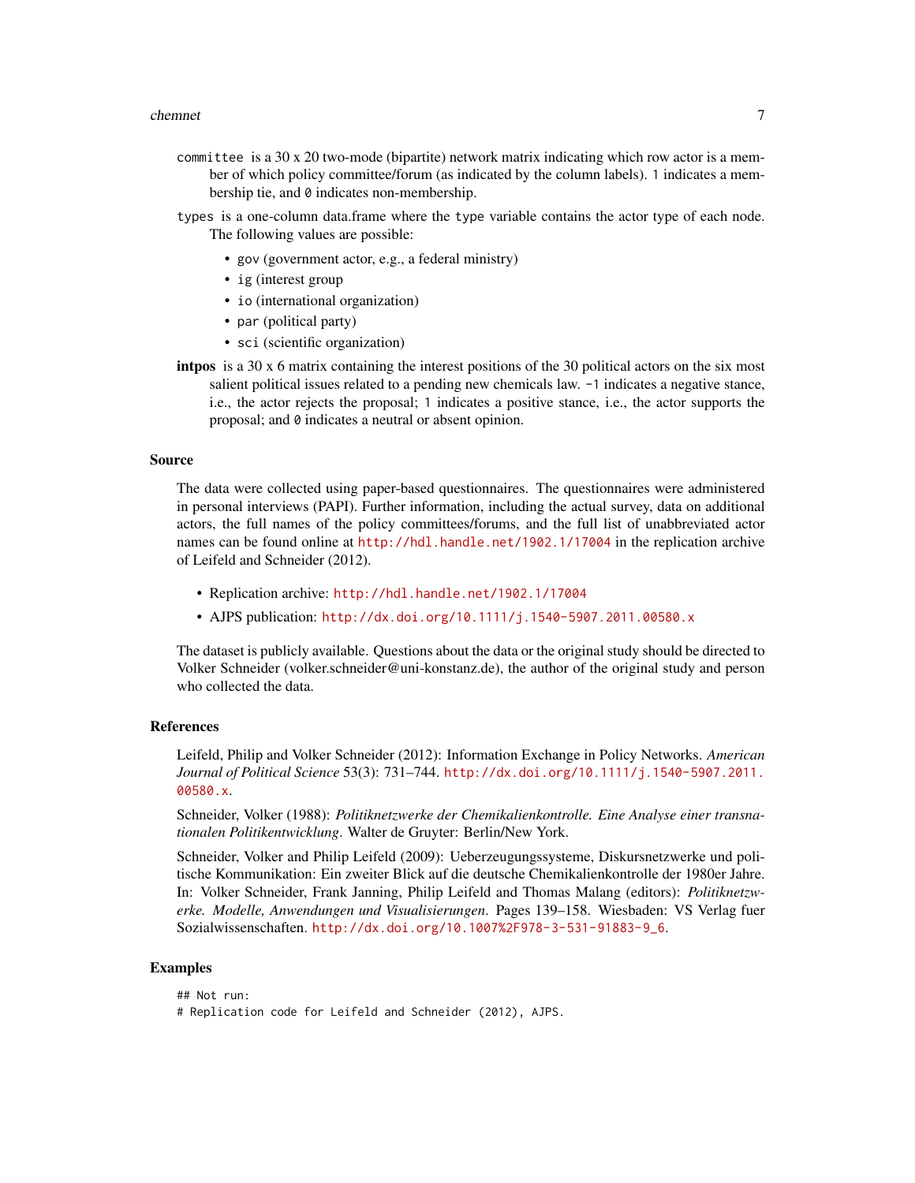**committee** is a 30 x 20 two-mode (bipartite) network matrix indicating which row actor is a member of which policy committee/forum (as indicated by the column labels). 1 indicates a membership tie, and 0 indicates non-membership.

**types** is a one-column data.frame where the type variable contains the actor type of each node. The following values are possible:

- gov (government actor, e.g., a federal ministry)
- ig (interest group
- io (international organization)
- par (political party)
- sci (scientific organization)

**intpos** is a 30 x 6 matrix containing the interest positions of the 30 political actors on the six most salient political issues related to a pending new chemicals law. -1 indicates a negative stance, i.e., the actor rejects the proposal; 1 indicates a positive stance, i.e., the actor supports the proposal; and 0 indicates a neutral or absent opinion.

### Source

The data were collected using paper-based questionnaires. The questionnaires were administered in personal interviews (PAPI). Further information, including the actual survey, data on additional actors, the full names of the policy committees/forums, and the full list of unabbreviated actor names can be found online at http://hdl.handle.net/1902.1/17004 in the replication archive of Leifeld and Schneider (2012).

- Replication archive: http://hdl.handle.net/1902.1/17004
- AJPS publication: http://dx.doi.org/10.1111/j.1540-5907.2011.00580.x

The dataset is publicly available. Questions about the data or the original study should be directed to Volker Schneider (volker.schneider@uni-konstanz.de), the author of the original study and person who collected the data.

### References

Leifeld, Philip and Volker Schneider (2012): Information Exchange in Policy Networks. *American Journal of Political Science* 53(3): 731–744. http://dx.doi.org/10.1111/j.1540-5907.2011.00580.x.

Schneider, Volker (1988): *Politiknetzwerke der Chemikalienkontrolle. Eine Analyse einer transnationalen Politikentwicklung*. Walter de Gruyter: Berlin/New York.

Schneider, Volker and Philip Leifeld (2009): Ueberzeugungssysteme, Diskursnetzwerke und politische Kommunikation: Ein zweiter Blick auf die deutsche Chemikalienkontrolle der 1980er Jahre. In: Volker Schneider, Frank Janning, Philip Leifeld and Thomas Malang (editors): *Politiknetzwerke. Modelle, Anwendungen und Visualisierungen*. Pages 139–158. Wiesbaden: VS Verlag fuer Sozialwissenschaften. http://dx.doi.org/10.1007%2F978-3-531-91883-9_6.

### Examples

```
## Not run:
# Replication code for Leifeld and Schneider (2012), AJPS.
```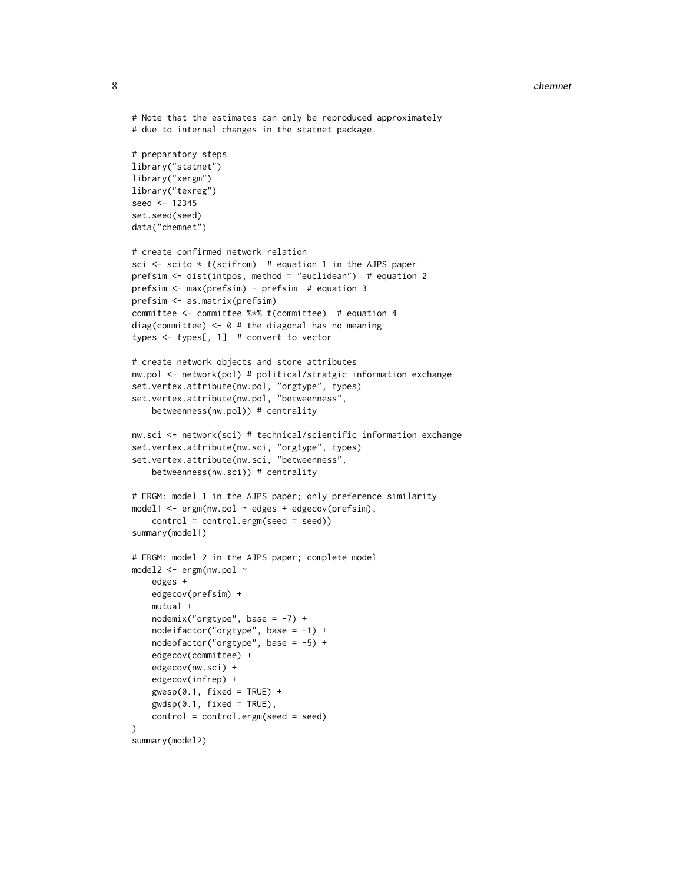```
# Note that the estimates can only be reproduced approximately
# due to internal changes in the statnet package.

# preparatory steps
library("statnet")
library("xergm")
library("texreg")
seed <- 12345
set.seed(seed)
data("chemnet")

# create confirmed network relation
sci <- scito * t(scifrom)  # equation 1 in the AJPS paper
prefsim <- dist(intpos, method = "euclidean")  # equation 2
prefsim <- max(prefsim) - prefsim  # equation 3
prefsim <- as.matrix(prefsim)
committee <- committee %*% t(committee)  # equation 4
diag(committee) <- 0 # the diagonal has no meaning
types <- types[, 1]  # convert to vector

# create network objects and store attributes
nw.pol <- network(pol) # political/stratgic information exchange
set.vertex.attribute(nw.pol, "orgtype", types)
set.vertex.attribute(nw.pol, "betweenness",
    betweenness(nw.pol)) # centrality

nw.sci <- network(sci) # technical/scientific information exchange
set.vertex.attribute(nw.sci, "orgtype", types)
set.vertex.attribute(nw.sci, "betweenness",
    betweenness(nw.sci)) # centrality

# ERGM: model 1 in the AJPS paper; only preference similarity
model1 <- ergm(nw.pol ~ edges + edgecov(prefsim),
    control = control.ergm(seed = seed))
summary(model1)

# ERGM: model 2 in the AJPS paper; complete model
model2 <- ergm(nw.pol ~
    edges +
    edgecov(prefsim) +
    mutual +
    nodemix("orgtype", base = -7) +
    nodeifactor("orgtype", base = -1) +
    nodeofactor("orgtype", base = -5) +
    edgecov(committee) +
    edgecov(nw.sci) +
    edgecov(infrep) +
    gwesp(0.1, fixed = TRUE) +
    gwdsp(0.1, fixed = TRUE),
    control = control.ergm(seed = seed)
)
summary(model2)
```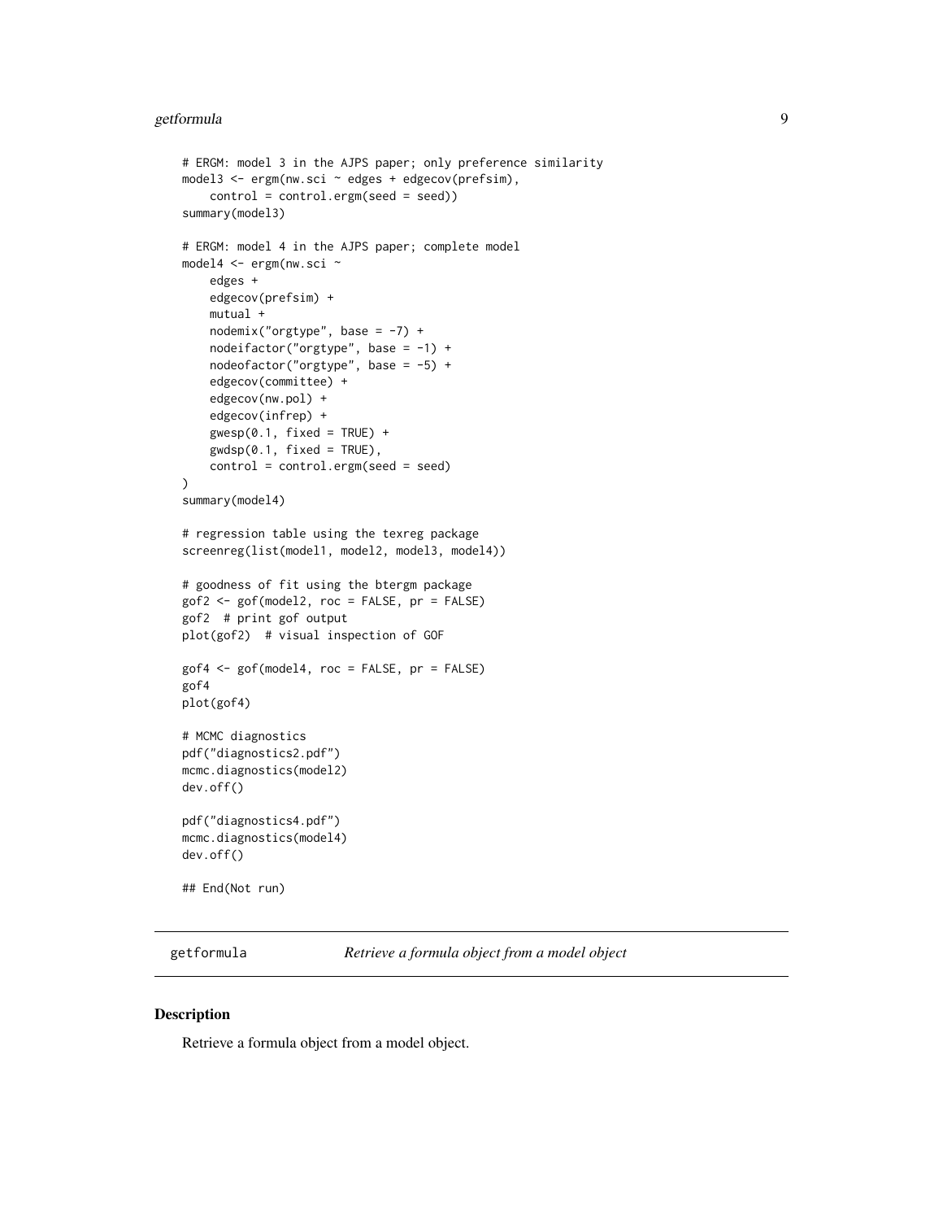```
# ERGM: model 3 in the AJPS paper; only preference similarity
model3 <- ergm(nw.sci ~ edges + edgecov(prefsim),
    control = control.ergm(seed = seed))
summary(model3)

# ERGM: model 4 in the AJPS paper; complete model
model4 <- ergm(nw.sci ~
    edges +
    edgecov(prefsim) +
    mutual +
    nodemix("orgtype", base = -7) +
    nodeifactor("orgtype", base = -1) +
    nodeofactor("orgtype", base = -5) +
    edgecov(committee) +
    edgecov(nw.pol) +
    edgecov(infrep) +
    gwesp(0.1, fixed = TRUE) +
    gwdsp(0.1, fixed = TRUE),
    control = control.ergm(seed = seed)
)
summary(model4)

# regression table using the texreg package
screenreg(list(model1, model2, model3, model4))

# goodness of fit using the btergm package
gof2 <- gof(model2, roc = FALSE, pr = FALSE)
gof2  # print gof output
plot(gof2)  # visual inspection of GOF

gof4 <- gof(model4, roc = FALSE, pr = FALSE)
gof4
plot(gof4)

# MCMC diagnostics
pdf("diagnostics2.pdf")
mcmc.diagnostics(model2)
dev.off()

pdf("diagnostics4.pdf")
mcmc.diagnostics(model4)
dev.off()

## End(Not run)
```

## getformula — *Retrieve a formula object from a model object*

### Description

Retrieve a formula object from a model object.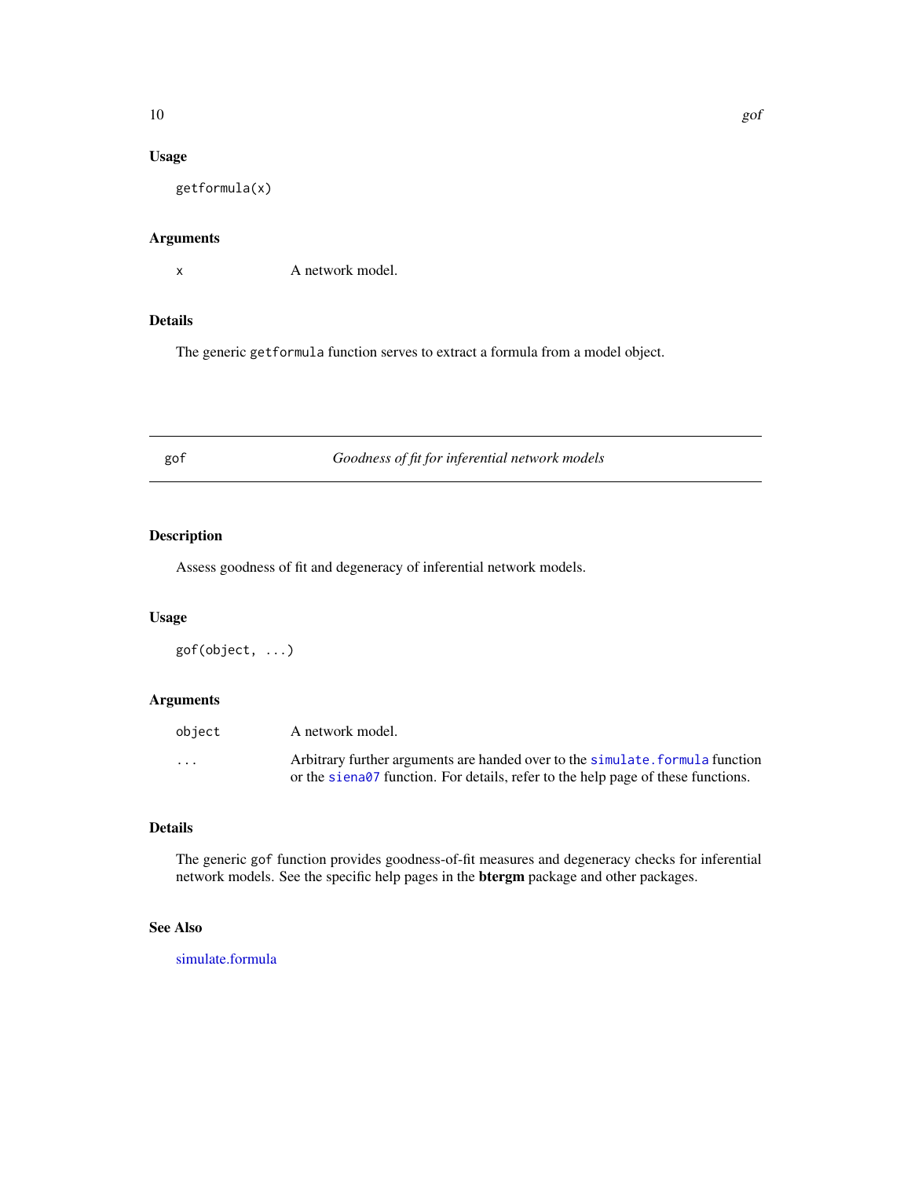### Usage

```
getformula(x)
```

### Arguments

| | |
|---|---|
| `x` | A network model. |

### Details

The generic `getformula` function serves to extract a formula from a model object.

---

## gof — *Goodness of fit for inferential network models*

---

### Description

Assess goodness of fit and degeneracy of inferential network models.

### Usage

```
gof(object, ...)
```

### Arguments

| | |
|---|---|
| `object` | A network model. |
| `...` | Arbitrary further arguments are handed over to the `simulate.formula` function or the `siena07` function. For details, refer to the help page of these functions. |

### Details

The generic `gof` function provides goodness-of-fit measures and degeneracy checks for inferential network models. See the specific help pages in the **btergm** package and other packages.

### See Also

simulate.formula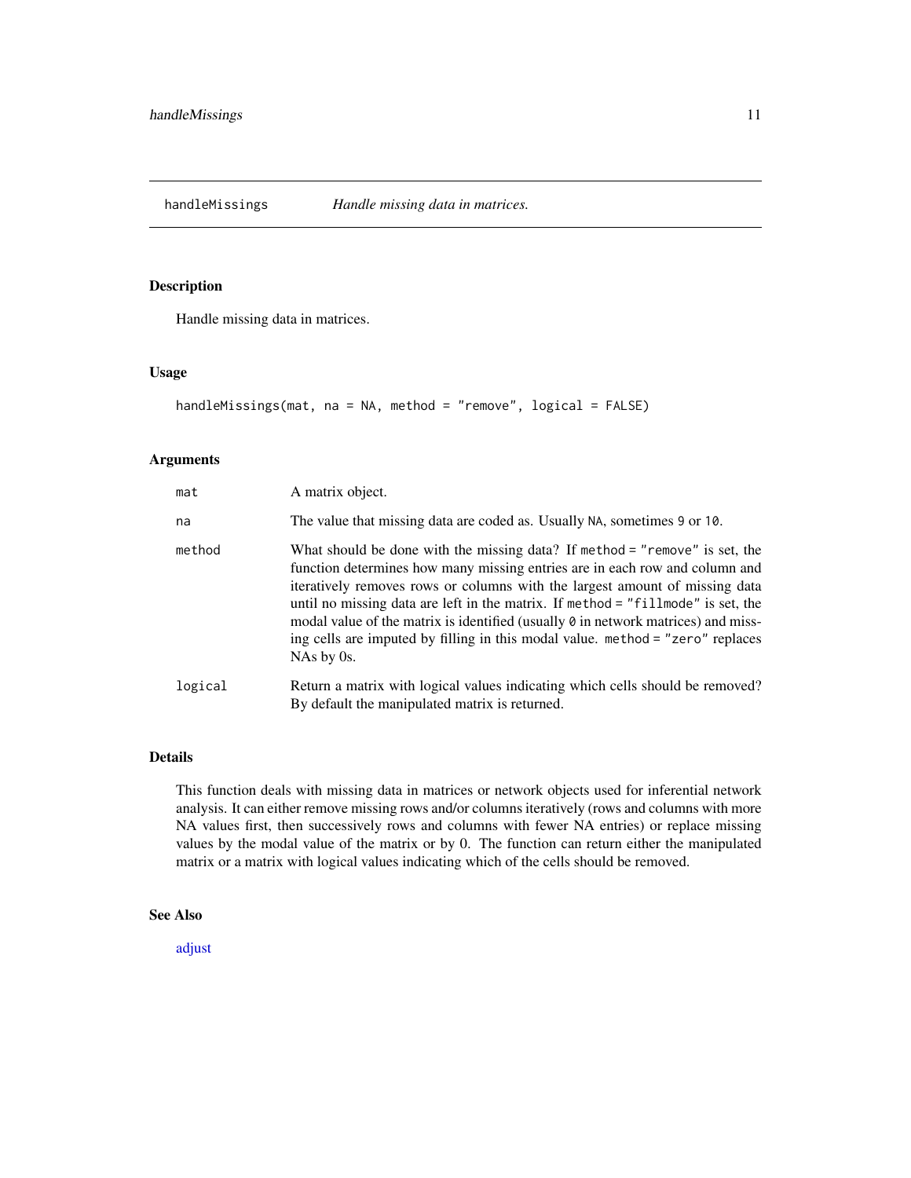## handleMissings *Handle missing data in matrices.*

### Description

Handle missing data in matrices.

### Usage

```
handleMissings(mat, na = NA, method = "remove", logical = FALSE)
```

### Arguments

| | |
|---|---|
| `mat` | A matrix object. |
| `na` | The value that missing data are coded as. Usually `NA`, sometimes `9` or `10`. |
| `method` | What should be done with the missing data? If `method = "remove"` is set, the function determines how many missing entries are in each row and column and iteratively removes rows or columns with the largest amount of missing data until no missing data are left in the matrix. If `method = "fillmode"` is set, the modal value of the matrix is identified (usually `0` in network matrices) and missing cells are imputed by filling in this modal value. `method = "zero"` replaces NAs by 0s. |
| `logical` | Return a matrix with logical values indicating which cells should be removed? By default the manipulated matrix is returned. |

### Details

This function deals with missing data in matrices or network objects used for inferential network analysis. It can either remove missing rows and/or columns iteratively (rows and columns with more NA values first, then successively rows and columns with fewer NA entries) or replace missing values by the modal value of the matrix or by 0. The function can return either the manipulated matrix or a matrix with logical values indicating which of the cells should be removed.

### See Also

adjust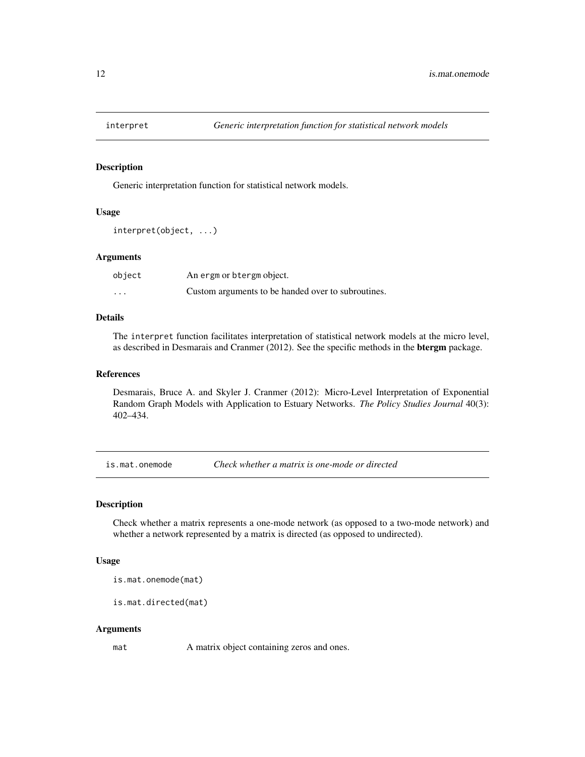## interpret — *Generic interpretation function for statistical network models*

### Description

Generic interpretation function for statistical network models.

### Usage

```
interpret(object, ...)
```

### Arguments

| | |
|---|---|
| `object` | An `ergm` or `btergm` object. |
| `...` | Custom arguments to be handed over to subroutines. |

### Details

The `interpret` function facilitates interpretation of statistical network models at the micro level, as described in Desmarais and Cranmer (2012). See the specific methods in the **btergm** package.

### References

Desmarais, Bruce A. and Skyler J. Cranmer (2012): Micro-Level Interpretation of Exponential Random Graph Models with Application to Estuary Networks. *The Policy Studies Journal* 40(3): 402–434.

## is.mat.onemode — *Check whether a matrix is one-mode or directed*

### Description

Check whether a matrix represents a one-mode network (as opposed to a two-mode network) and whether a network represented by a matrix is directed (as opposed to undirected).

### Usage

```
is.mat.onemode(mat)

is.mat.directed(mat)
```

### Arguments

| | |
|---|---|
| `mat` | A matrix object containing zeros and ones. |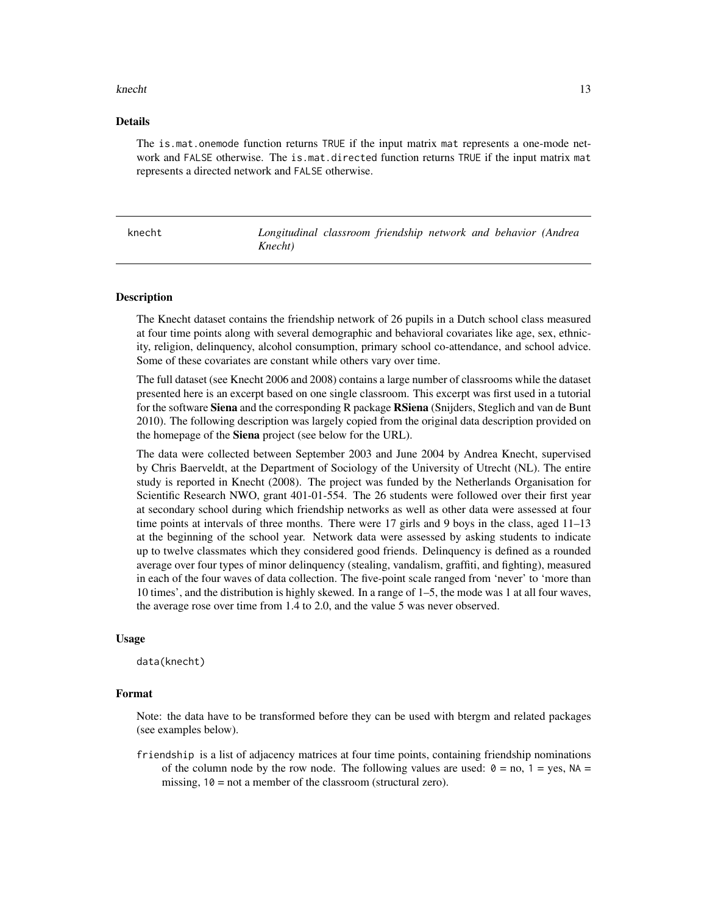### Details

The `is.mat.onemode` function returns `TRUE` if the input matrix `mat` represents a one-mode network and `FALSE` otherwise. The `is.mat.directed` function returns `TRUE` if the input matrix `mat` represents a directed network and `FALSE` otherwise.

---

## knecht — *Longitudinal classroom friendship network and behavior (Andrea Knecht)*

---

### Description

The Knecht dataset contains the friendship network of 26 pupils in a Dutch school class measured at four time points along with several demographic and behavioral covariates like age, sex, ethnicity, religion, delinquency, alcohol consumption, primary school co-attendance, and school advice. Some of these covariates are constant while others vary over time.

The full dataset (see Knecht 2006 and 2008) contains a large number of classrooms while the dataset presented here is an excerpt based on one single classroom. This excerpt was first used in a tutorial for the software **Siena** and the corresponding R package **RSiena** (Snijders, Steglich and van de Bunt 2010). The following description was largely copied from the original data description provided on the homepage of the **Siena** project (see below for the URL).

The data were collected between September 2003 and June 2004 by Andrea Knecht, supervised by Chris Baerveldt, at the Department of Sociology of the University of Utrecht (NL). The entire study is reported in Knecht (2008). The project was funded by the Netherlands Organisation for Scientific Research NWO, grant 401-01-554. The 26 students were followed over their first year at secondary school during which friendship networks as well as other data were assessed at four time points at intervals of three months. There were 17 girls and 9 boys in the class, aged 11–13 at the beginning of the school year. Network data were assessed by asking students to indicate up to twelve classmates which they considered good friends. Delinquency is defined as a rounded average over four types of minor delinquency (stealing, vandalism, graffiti, and fighting), measured in each of the four waves of data collection. The five-point scale ranged from 'never' to 'more than 10 times', and the distribution is highly skewed. In a range of 1–5, the mode was 1 at all four waves, the average rose over time from 1.4 to 2.0, and the value 5 was never observed.

### Usage

```
data(knecht)
```

### Format

Note: the data have to be transformed before they can be used with btergm and related packages (see examples below).

`friendship` is a list of adjacency matrices at four time points, containing friendship nominations of the column node by the row node. The following values are used: `0` = no, `1` = yes, `NA` = missing, `10` = not a member of the classroom (structural zero).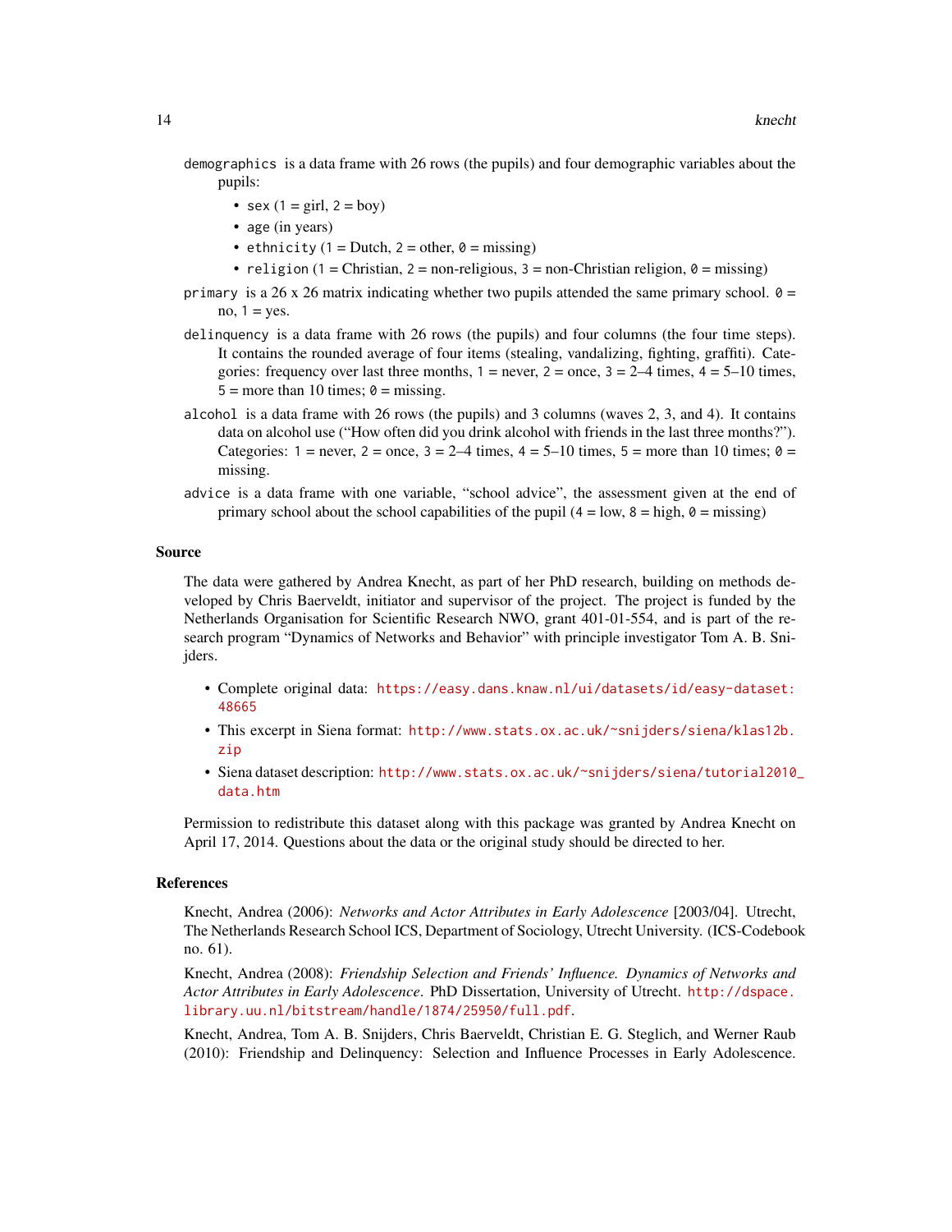`demographics` is a data frame with 26 rows (the pupils) and four demographic variables about the pupils:

- `sex` (1 = girl, 2 = boy)
- `age` (in years)
- `ethnicity` (1 = Dutch, 2 = other, 0 = missing)
- `religion` (1 = Christian, 2 = non-religious, 3 = non-Christian religion, 0 = missing)

`primary` is a 26 x 26 matrix indicating whether two pupils attended the same primary school. 0 = no, 1 = yes.

`delinquency` is a data frame with 26 rows (the pupils) and four columns (the four time steps). It contains the rounded average of four items (stealing, vandalizing, fighting, graffiti). Categories: frequency over last three months, 1 = never, 2 = once, 3 = 2–4 times, 4 = 5–10 times, 5 = more than 10 times; 0 = missing.

`alcohol` is a data frame with 26 rows (the pupils) and 3 columns (waves 2, 3, and 4). It contains data on alcohol use ("How often did you drink alcohol with friends in the last three months?"). Categories: 1 = never, 2 = once, 3 = 2–4 times, 4 = 5–10 times, 5 = more than 10 times; 0 = missing.

`advice` is a data frame with one variable, "school advice", the assessment given at the end of primary school about the school capabilities of the pupil (4 = low, 8 = high, 0 = missing)

## Source

The data were gathered by Andrea Knecht, as part of her PhD research, building on methods developed by Chris Baerveldt, initiator and supervisor of the project. The project is funded by the Netherlands Organisation for Scientific Research NWO, grant 401-01-554, and is part of the research program "Dynamics of Networks and Behavior" with principle investigator Tom A. B. Snijders.

- Complete original data: https://easy.dans.knaw.nl/ui/datasets/id/easy-dataset:48665
- This excerpt in Siena format: http://www.stats.ox.ac.uk/~snijders/siena/klas12b.zip
- Siena dataset description: http://www.stats.ox.ac.uk/~snijders/siena/tutorial2010_data.htm

Permission to redistribute this dataset along with this package was granted by Andrea Knecht on April 17, 2014. Questions about the data or the original study should be directed to her.

## References

Knecht, Andrea (2006): *Networks and Actor Attributes in Early Adolescence* [2003/04]. Utrecht, The Netherlands Research School ICS, Department of Sociology, Utrecht University. (ICS-Codebook no. 61).

Knecht, Andrea (2008): *Friendship Selection and Friends' Influence. Dynamics of Networks and Actor Attributes in Early Adolescence*. PhD Dissertation, University of Utrecht. http://dspace.library.uu.nl/bitstream/handle/1874/25950/full.pdf.

Knecht, Andrea, Tom A. B. Snijders, Chris Baerveldt, Christian E. G. Steglich, and Werner Raub (2010): Friendship and Delinquency: Selection and Influence Processes in Early Adolescence.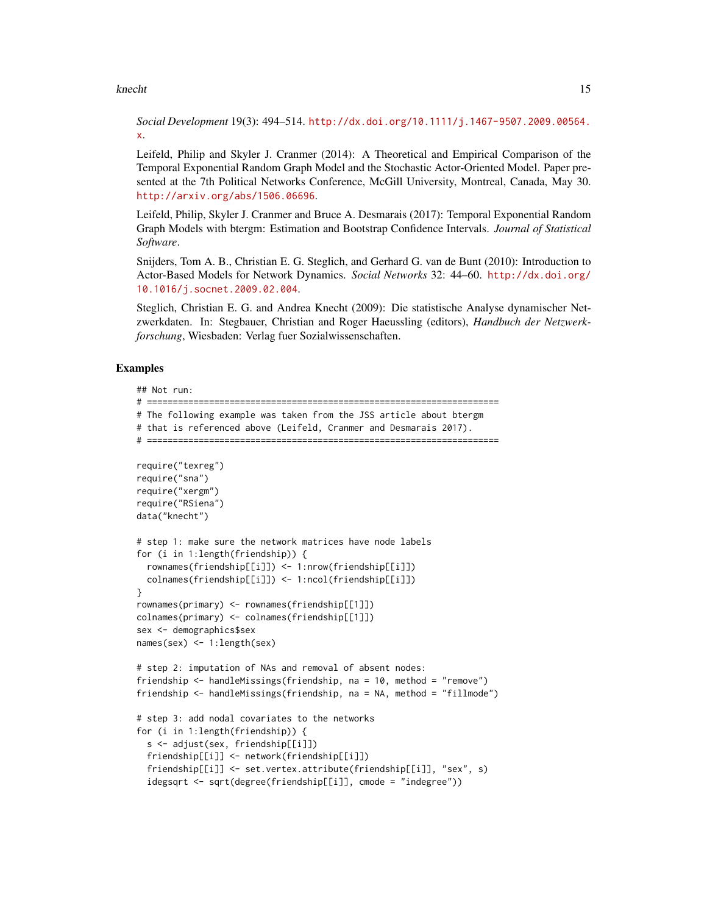*Social Development* 19(3): 494–514. http://dx.doi.org/10.1111/j.1467-9507.2009.00564.x.

Leifeld, Philip and Skyler J. Cranmer (2014): A Theoretical and Empirical Comparison of the Temporal Exponential Random Graph Model and the Stochastic Actor-Oriented Model. Paper presented at the 7th Political Networks Conference, McGill University, Montreal, Canada, May 30. http://arxiv.org/abs/1506.06696.

Leifeld, Philip, Skyler J. Cranmer and Bruce A. Desmarais (2017): Temporal Exponential Random Graph Models with btergm: Estimation and Bootstrap Confidence Intervals. *Journal of Statistical Software*.

Snijders, Tom A. B., Christian E. G. Steglich, and Gerhard G. van de Bunt (2010): Introduction to Actor-Based Models for Network Dynamics. *Social Networks* 32: 44–60. http://dx.doi.org/10.1016/j.socnet.2009.02.004.

Steglich, Christian E. G. and Andrea Knecht (2009): Die statistische Analyse dynamischer Netzwerkdaten. In: Stegbauer, Christian and Roger Haeussling (editors), *Handbuch der Netzwerkforschung*, Wiesbaden: Verlag fuer Sozialwissenschaften.

## Examples

```
## Not run:
# ====================================================================
# The following example was taken from the JSS article about btergm
# that is referenced above (Leifeld, Cranmer and Desmarais 2017).
# ====================================================================

require("texreg")
require("sna")
require("xergm")
require("RSiena")
data("knecht")

# step 1: make sure the network matrices have node labels
for (i in 1:length(friendship)) {
  rownames(friendship[[i]]) <- 1:nrow(friendship[[i]])
  colnames(friendship[[i]]) <- 1:ncol(friendship[[i]])
}
rownames(primary) <- rownames(friendship[[1]])
colnames(primary) <- colnames(friendship[[1]])
sex <- demographics$sex
names(sex) <- 1:length(sex)

# step 2: imputation of NAs and removal of absent nodes:
friendship <- handleMissings(friendship, na = 10, method = "remove")
friendship <- handleMissings(friendship, na = NA, method = "fillmode")

# step 3: add nodal covariates to the networks
for (i in 1:length(friendship)) {
  s <- adjust(sex, friendship[[i]])
  friendship[[i]] <- network(friendship[[i]])
  friendship[[i]] <- set.vertex.attribute(friendship[[i]], "sex", s)
  idegsqrt <- sqrt(degree(friendship[[i]], cmode = "indegree"))
```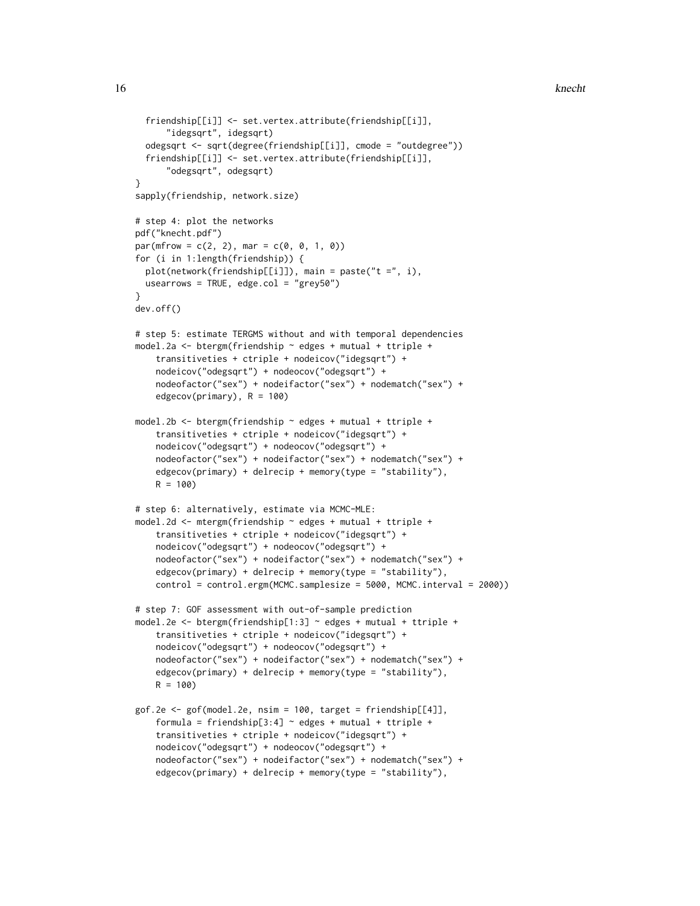```
  friendship[[i]] <- set.vertex.attribute(friendship[[i]],
      "idegsqrt", idegsqrt)
  odegsqrt <- sqrt(degree(friendship[[i]], cmode = "outdegree"))
  friendship[[i]] <- set.vertex.attribute(friendship[[i]],
      "odegsqrt", odegsqrt)
}
sapply(friendship, network.size)

# step 4: plot the networks
pdf("knecht.pdf")
par(mfrow = c(2, 2), mar = c(0, 0, 1, 0))
for (i in 1:length(friendship)) {
  plot(network(friendship[[i]]), main = paste("t =", i),
  usearrows = TRUE, edge.col = "grey50")
}
dev.off()

# step 5: estimate TERGMS without and with temporal dependencies
model.2a <- btergm(friendship ~ edges + mutual + ttriple +
    transitiveties + ctriple + nodeicov("idegsqrt") +
    nodeicov("odegsqrt") + nodeocov("odegsqrt") +
    nodeofactor("sex") + nodeifactor("sex") + nodematch("sex") +
    edgecov(primary), R = 100)

model.2b <- btergm(friendship ~ edges + mutual + ttriple +
    transitiveties + ctriple + nodeicov("idegsqrt") +
    nodeicov("odegsqrt") + nodeocov("odegsqrt") +
    nodeofactor("sex") + nodeifactor("sex") + nodematch("sex") +
    edgecov(primary) + delrecip + memory(type = "stability"),
    R = 100)

# step 6: alternatively, estimate via MCMC-MLE:
model.2d <- mtergm(friendship ~ edges + mutual + ttriple +
    transitiveties + ctriple + nodeicov("idegsqrt") +
    nodeicov("odegsqrt") + nodeocov("odegsqrt") +
    nodeofactor("sex") + nodeifactor("sex") + nodematch("sex") +
    edgecov(primary) + delrecip + memory(type = "stability"),
    control = control.ergm(MCMC.samplesize = 5000, MCMC.interval = 2000))

# step 7: GOF assessment with out-of-sample prediction
model.2e <- btergm(friendship[1:3] ~ edges + mutual + ttriple +
    transitiveties + ctriple + nodeicov("idegsqrt") +
    nodeicov("odegsqrt") + nodeocov("odegsqrt") +
    nodeofactor("sex") + nodeifactor("sex") + nodematch("sex") +
    edgecov(primary) + delrecip + memory(type = "stability"),
    R = 100)

gof.2e <- gof(model.2e, nsim = 100, target = friendship[[4]],
    formula = friendship[3:4] ~ edges + mutual + ttriple +
    transitiveties + ctriple + nodeicov("idegsqrt") +
    nodeicov("odegsqrt") + nodeocov("odegsqrt") +
    nodeofactor("sex") + nodeifactor("sex") + nodematch("sex") +
    edgecov(primary) + delrecip + memory(type = "stability"),
```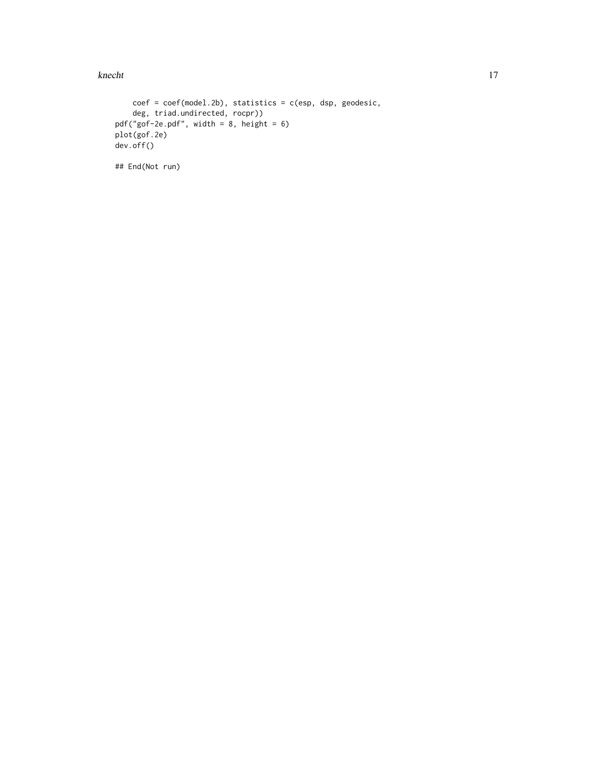```
    coef = coef(model.2b), statistics = c(esp, dsp, geodesic,
    deg, triad.undirected, rocpr))
pdf("gof-2e.pdf", width = 8, height = 6)
plot(gof.2e)
dev.off()

## End(Not run)
```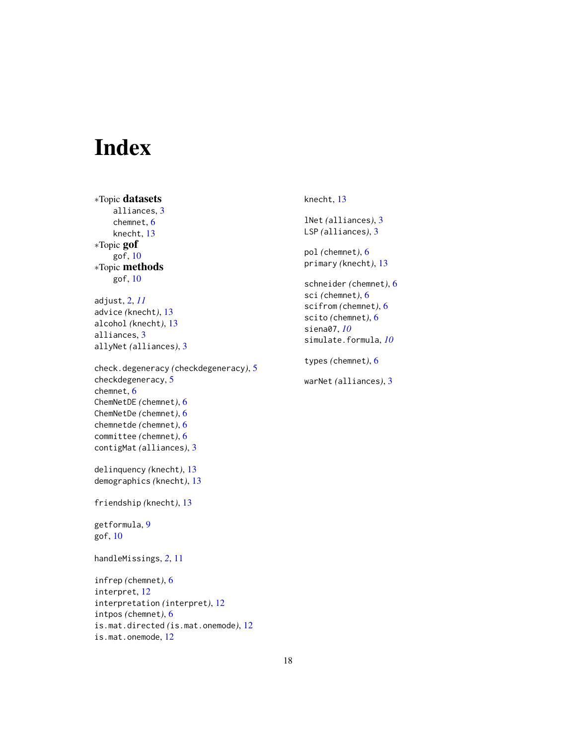# Index

∗Topic **datasets**
- alliances, 3
- chemnet, 6
- knecht, 13

∗Topic **gof**
- gof, 10

∗Topic **methods**
- gof, 10

adjust, 2, *11*
advice (knecht), 13
alcohol (knecht), 13
alliances, 3
allyNet (alliances), 3

check.degeneracy (checkdegeneracy), 5
checkdegeneracy, 5
chemnet, 6
ChemNetDE (chemnet), 6
ChemNetDe (chemnet), 6
chemnetde (chemnet), 6
committee (chemnet), 6
contigMat (alliances), 3

delinquency (knecht), 13
demographics (knecht), 13

friendship (knecht), 13

getformula, 9
gof, 10

handleMissings, *2*, 11

infrep (chemnet), 6
interpret, 12
interpretation (interpret), 12
intpos (chemnet), 6
is.mat.directed (is.mat.onemode), 12
is.mat.onemode, 12

knecht, 13

lNet (alliances), 3
LSP (alliances), 3

pol (chemnet), 6
primary (knecht), 13

schneider (chemnet), 6
sci (chemnet), 6
scifrom (chemnet), 6
scito (chemnet), 6
siena07, *10*
simulate.formula, *10*

types (chemnet), 6

warNet (alliances), 3